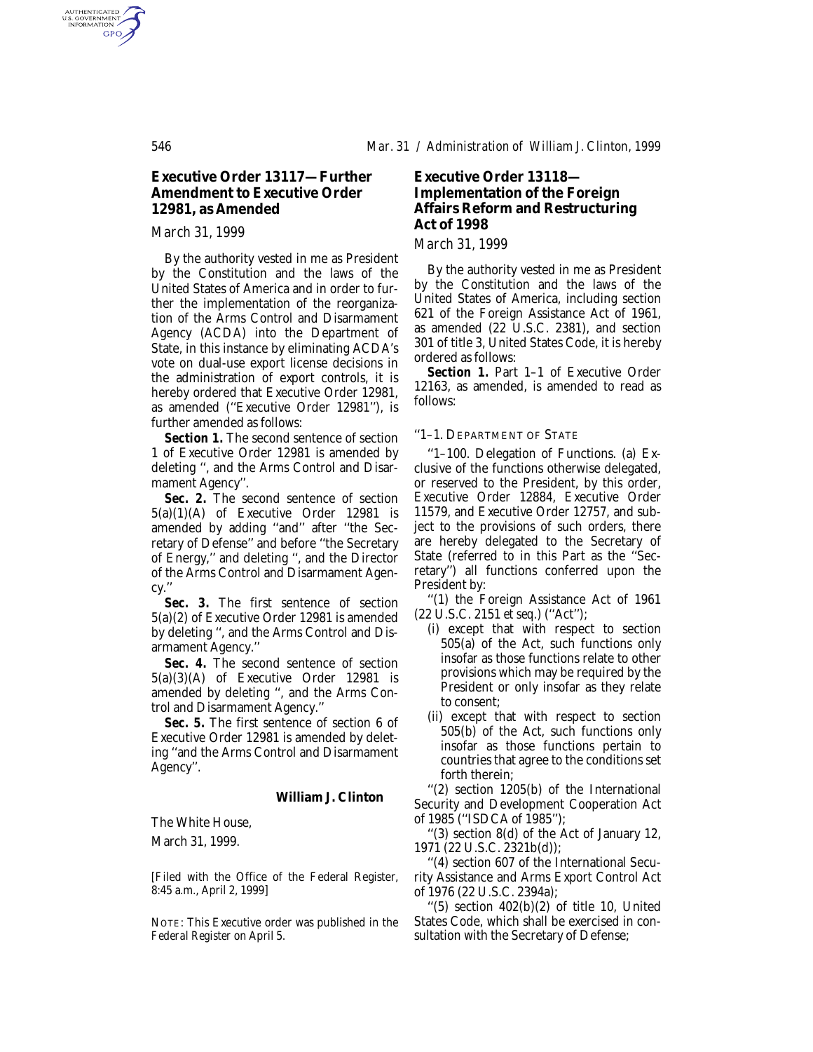## Executive Order 13117—Further Amendment to Executive Order 12981, as Amended

*March 31, 1999*

By the authority vested in me as President by the Constitution and the laws of the United States of America and in order to further the implementation of the reorganization of the Arms Control and Disarmament Agency (ACDA) into the Department of State, in this instance by eliminating ACDA's vote on dual-use export license decisions in the administration of export controls, it is hereby ordered that Executive Order 12981, as amended (''Executive Order 12981''), is further amended as follows:

**Section 1.** The second sentence of section 1 of Executive Order 12981 is amended by deleting '', and the Arms Control and Disarmament Agency''.

**Sec. 2.** The second sentence of section 5(a)(1)(A) of Executive Order 12981 is amended by adding ''and'' after ''the Secretary of Defense'' and before ''the Secretary of Energy,'' and deleting '', and the Director of the Arms Control and Disarmament Agency.''

**Sec. 3.** The first sentence of section 5(a)(2) of Executive Order 12981 is amended by deleting '', and the Arms Control and Disarmament Agency.''

**Sec. 4.** The second sentence of section 5(a)(3)(A) of Executive Order 12981 is amended by deleting '', and the Arms Control and Disarmament Agency.''

**Sec. 5.** The first sentence of section 6 of Executive Order 12981 is amended by deleting ''and the Arms Control and Disarmament Agency''.

**William J. Clinton**

The White House,
March 31, 1999.

*[Filed with the Office of the Federal Register, 8:45 a.m., April 2, 1999]*

NOTE: *This Executive order was published in the* Federal Register *on April 5.*

## Executive Order 13118—Implementation of the Foreign Affairs Reform and Restructuring Act of 1998

*March 31, 1999*

By the authority vested in me as President by the Constitution and the laws of the United States of America, including section 621 of the Foreign Assistance Act of 1961, as amended (22 U.S.C. 2381), and section 301 of title 3, United States Code, it is hereby ordered as follows:

**Section 1.** Part 1–1 of Executive Order 12163, as amended, is amended to read as follows:

''1–1. DEPARTMENT OF STATE

''1–100. Delegation of Functions. (a) Exclusive of the functions otherwise delegated, or reserved to the President, by this order, Executive Order 12884, Executive Order 11579, and Executive Order 12757, and subject to the provisions of such orders, there are hereby delegated to the Secretary of State (referred to in this Part as the ''Secretary'') all functions conferred upon the President by:

''(1) the Foreign Assistance Act of 1961 (22 U.S.C. 2151 *et seq.*) (''Act'');

(i) except that with respect to section 505(a) of the Act, such functions only insofar as those functions relate to other provisions which may be required by the President or only insofar as they relate to consent;

(ii) except that with respect to section 505(b) of the Act, such functions only insofar as those functions pertain to countries that agree to the conditions set forth therein;

''(2) section 1205(b) of the International Security and Development Cooperation Act of 1985 (''ISDCA of 1985'');

''(3) section 8(d) of the Act of January 12, 1971 (22 U.S.C. 2321b(d));

''(4) section 607 of the International Security Assistance and Arms Export Control Act of 1976 (22 U.S.C. 2394a);

''(5) section 402(b)(2) of title 10, United States Code, which shall be exercised in consultation with the Secretary of Defense;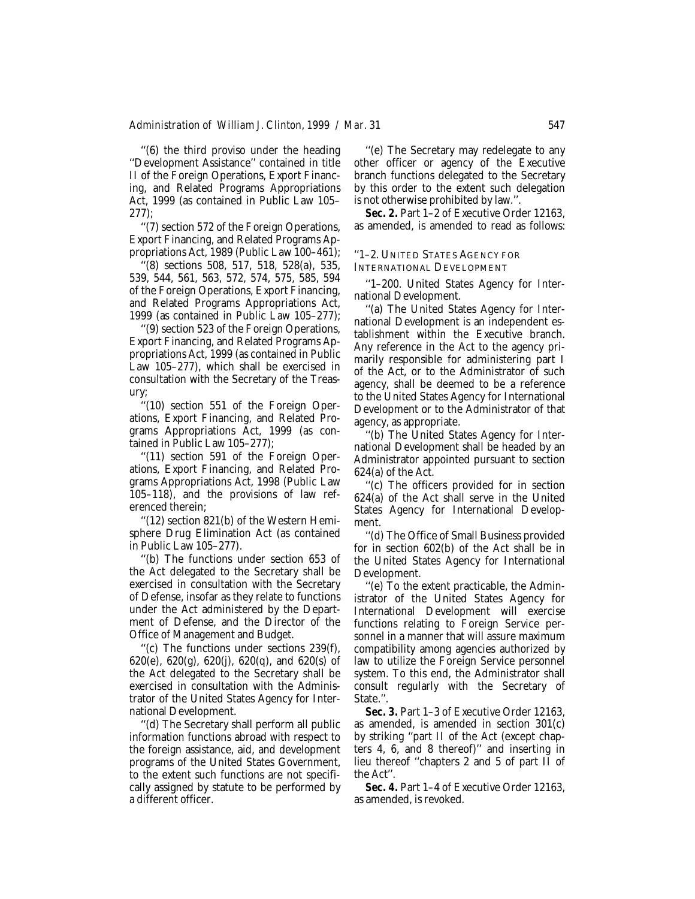''(6) the third proviso under the heading ''Development Assistance'' contained in title II of the Foreign Operations, Export Financing, and Related Programs Appropriations Act, 1999 (as contained in Public Law 105–277);

''(7) section 572 of the Foreign Operations, Export Financing, and Related Programs Appropriations Act, 1989 (Public Law 100–461);

''(8) sections 508, 517, 518, 528(a), 535, 539, 544, 561, 563, 572, 574, 575, 585, 594 of the Foreign Operations, Export Financing, and Related Programs Appropriations Act, 1999 (as contained in Public Law 105–277);

''(9) section 523 of the Foreign Operations, Export Financing, and Related Programs Appropriations Act, 1999 (as contained in Public Law 105–277), which shall be exercised in consultation with the Secretary of the Treasury;

''(10) section 551 of the Foreign Operations, Export Financing, and Related Programs Appropriations Act, 1999 (as contained in Public Law 105–277);

''(11) section 591 of the Foreign Operations, Export Financing, and Related Programs Appropriations Act, 1998 (Public Law 105–118), and the provisions of law referenced therein;

''(12) section 821(b) of the Western Hemisphere Drug Elimination Act (as contained in Public Law 105–277).

''(b) The functions under section 653 of the Act delegated to the Secretary shall be exercised in consultation with the Secretary of Defense, insofar as they relate to functions under the Act administered by the Department of Defense, and the Director of the Office of Management and Budget.

''(c) The functions under sections 239(f), 620(e), 620(g), 620(j), 620(q), and 620(s) of the Act delegated to the Secretary shall be exercised in consultation with the Administrator of the United States Agency for International Development.

''(d) The Secretary shall perform all public information functions abroad with respect to the foreign assistance, aid, and development programs of the United States Government, to the extent such functions are not specifically assigned by statute to be performed by a different officer.

''(e) The Secretary may redelegate to any other officer or agency of the Executive branch functions delegated to the Secretary by this order to the extent such delegation is not otherwise prohibited by law.''.

**Sec. 2.** Part 1–2 of Executive Order 12163, as amended, is amended to read as follows:

''1–2. UNITED STATES AGENCY FOR INTERNATIONAL DEVELOPMENT

''1–200. United States Agency for International Development.

''(a) The United States Agency for International Development is an independent establishment within the Executive branch. Any reference in the Act to the agency primarily responsible for administering part I of the Act, or to the Administrator of such agency, shall be deemed to be a reference to the United States Agency for International Development or to the Administrator of that agency, as appropriate.

''(b) The United States Agency for International Development shall be headed by an Administrator appointed pursuant to section 624(a) of the Act.

''(c) The officers provided for in section 624(a) of the Act shall serve in the United States Agency for International Development.

''(d) The Office of Small Business provided for in section 602(b) of the Act shall be in the United States Agency for International Development.

''(e) To the extent practicable, the Administrator of the United States Agency for International Development will exercise functions relating to Foreign Service personnel in a manner that will assure maximum compatibility among agencies authorized by law to utilize the Foreign Service personnel system. To this end, the Administrator shall consult regularly with the Secretary of State.''.

**Sec. 3.** Part 1–3 of Executive Order 12163, as amended, is amended in section 301(c) by striking ''part II of the Act (except chapters 4, 6, and 8 thereof)'' and inserting in lieu thereof ''chapters 2 and 5 of part II of the Act''.

**Sec. 4.** Part 1–4 of Executive Order 12163, as amended, is revoked.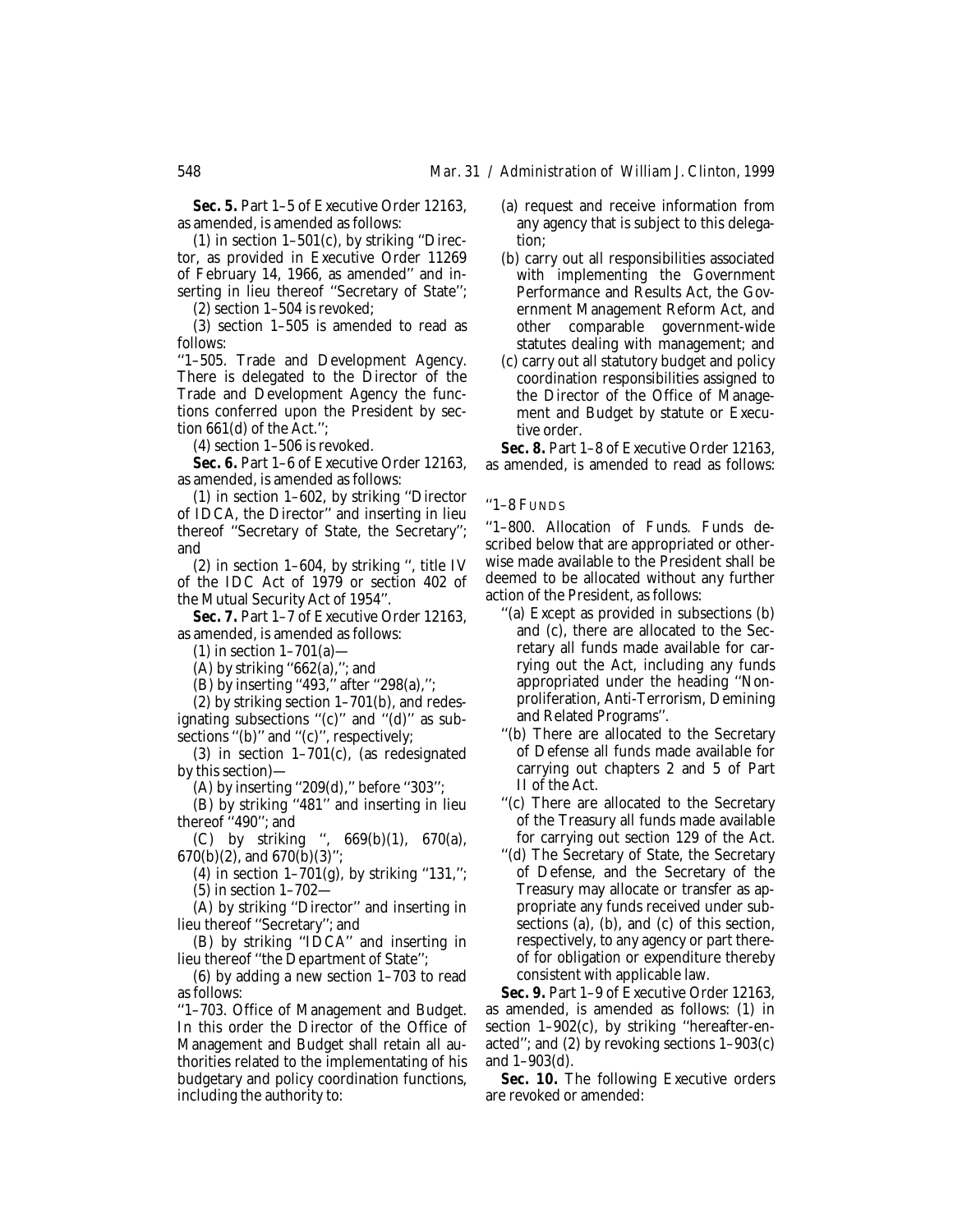**Sec. 5.** Part 1–5 of Executive Order 12163, as amended, is amended as follows:

(1) in section 1–501(c), by striking ''Director, as provided in Executive Order 11269 of February 14, 1966, as amended'' and inserting in lieu thereof ''Secretary of State'';

(2) section 1–504 is revoked;

(3) section 1–505 is amended to read as follows:

''1–505. Trade and Development Agency. There is delegated to the Director of the Trade and Development Agency the functions conferred upon the President by section 661(d) of the Act.'';

(4) section 1–506 is revoked.

**Sec. 6.** Part 1–6 of Executive Order 12163, as amended, is amended as follows:

(1) in section 1–602, by striking ''Director of IDCA, the Director'' and inserting in lieu thereof ''Secretary of State, the Secretary''; and

(2) in section 1–604, by striking '', title IV of the IDC Act of 1979 or section 402 of the Mutual Security Act of 1954''.

**Sec. 7.** Part 1–7 of Executive Order 12163, as amended, is amended as follows:

(1) in section 1–701(a)—

(A) by striking ''662(a),''; and

(B) by inserting ''493,'' after ''298(a),'';

(2) by striking section 1–701(b), and redesignating subsections ''(c)'' and ''(d)'' as subsections ''(b)'' and ''(c)'', respectively;

(3) in section 1–701(c), (as redesignated by this section)—

(A) by inserting ''209(d),'' before ''303'';

(B) by striking ''481'' and inserting in lieu thereof ''490''; and

(C) by striking '', 669(b)(1), 670(a), 670(b)(2), and 670(b)(3)'';

(4) in section 1–701(g), by striking ''131,'';

(5) in section 1–702—

(A) by striking ''Director'' and inserting in lieu thereof ''Secretary''; and

(B) by striking ''IDCA'' and inserting in lieu thereof ''the Department of State'';

(6) by adding a new section 1–703 to read as follows:

''1–703. Office of Management and Budget. In this order the Director of the Office of Management and Budget shall retain all authorities related to the implementating of his budgetary and policy coordination functions, including the authority to:

(a) request and receive information from any agency that is subject to this delegation;

(b) carry out all responsibilities associated with implementing the Government Performance and Results Act, the Government Management Reform Act, and other comparable government-wide statutes dealing with management; and

(c) carry out all statutory budget and policy coordination responsibilities assigned to the Director of the Office of Management and Budget by statute or Executive order.

**Sec. 8.** Part 1–8 of Executive Order 12163, as amended, is amended to read as follows:

''1–8 FUNDS

''1–800. Allocation of Funds. Funds described below that are appropriated or otherwise made available to the President shall be deemed to be allocated without any further action of the President, as follows:

''(a) Except as provided in subsections (b) and (c), there are allocated to the Secretary all funds made available for carrying out the Act, including any funds appropriated under the heading ''Nonproliferation, Anti-Terrorism, Demining and Related Programs''.

''(b) There are allocated to the Secretary of Defense all funds made available for carrying out chapters 2 and 5 of Part II of the Act.

''(c) There are allocated to the Secretary of the Treasury all funds made available for carrying out section 129 of the Act.

''(d) The Secretary of State, the Secretary of Defense, and the Secretary of the Treasury may allocate or transfer as appropriate any funds received under subsections (a), (b), and (c) of this section, respectively, to any agency or part thereof for obligation or expenditure thereby consistent with applicable law.

**Sec. 9.** Part 1–9 of Executive Order 12163, as amended, is amended as follows: (1) in section 1–902(c), by striking ''hereafter-enacted''; and (2) by revoking sections 1–903(c) and 1–903(d).

**Sec. 10.** The following Executive orders are revoked or amended: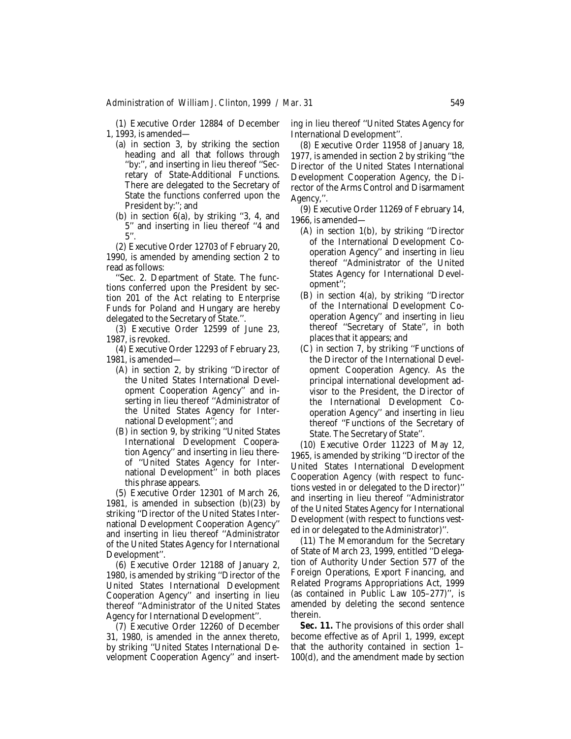(1) Executive Order 12884 of December 1, 1993, is amended—

(a) in section 3, by striking the section heading and all that follows through ''by:'', and inserting in lieu thereof ''Secretary of State-Additional Functions. There are delegated to the Secretary of State the functions conferred upon the President by:''; and

(b) in section 6(a), by striking ''3, 4, and 5'' and inserting in lieu thereof ''4 and 5''.

(2) Executive Order 12703 of February 20, 1990, is amended by amending section 2 to read as follows:

''Sec. 2. Department of State. The functions conferred upon the President by section 201 of the Act relating to Enterprise Funds for Poland and Hungary are hereby delegated to the Secretary of State.''.

(3) Executive Order 12599 of June 23, 1987, is revoked.

(4) Executive Order 12293 of February 23, 1981, is amended—

(A) in section 2, by striking ''Director of the United States International Development Cooperation Agency'' and inserting in lieu thereof ''Administrator of the United States Agency for International Development''; and

(B) in section 9, by striking ''United States International Development Cooperation Agency'' and inserting in lieu thereof ''United States Agency for International Development'' in both places this phrase appears.

(5) Executive Order 12301 of March 26, 1981, is amended in subsection (b)(23) by striking ''Director of the United States International Development Cooperation Agency'' and inserting in lieu thereof ''Administrator of the United States Agency for International Development''.

(6) Executive Order 12188 of January 2, 1980, is amended by striking ''Director of the United States International Development Cooperation Agency'' and inserting in lieu thereof ''Administrator of the United States Agency for International Development''.

(7) Executive Order 12260 of December 31, 1980, is amended in the annex thereto, by striking ''United States International Development Cooperation Agency'' and inserting in lieu thereof ''United States Agency for International Development''.

(8) Executive Order 11958 of January 18, 1977, is amended in section 2 by striking ''the Director of the United States International Development Cooperation Agency, the Director of the Arms Control and Disarmament Agency,''.

(9) Executive Order 11269 of February 14, 1966, is amended—

(A) in section 1(b), by striking ''Director of the International Development Cooperation Agency'' and inserting in lieu thereof ''Administrator of the United States Agency for International Development'';

(B) in section 4(a), by striking ''Director of the International Development Cooperation Agency'' and inserting in lieu thereof ''Secretary of State'', in both places that it appears; and

(C) in section 7, by striking ''Functions of the Director of the International Development Cooperation Agency. As the principal international development advisor to the President, the Director of the International Development Cooperation Agency'' and inserting in lieu thereof ''Functions of the Secretary of State. The Secretary of State''.

(10) Executive Order 11223 of May 12, 1965, is amended by striking ''Director of the United States International Development Cooperation Agency (with respect to functions vested in or delegated to the Director)'' and inserting in lieu thereof ''Administrator of the United States Agency for International Development (with respect to functions vested in or delegated to the Administrator)''.

(11) The Memorandum for the Secretary of State of March 23, 1999, entitled ''Delegation of Authority Under Section 577 of the Foreign Operations, Export Financing, and Related Programs Appropriations Act, 1999 (as contained in Public Law 105–277)'', is amended by deleting the second sentence therein.

**Sec. 11.** The provisions of this order shall become effective as of April 1, 1999, except that the authority contained in section 1–100(d), and the amendment made by section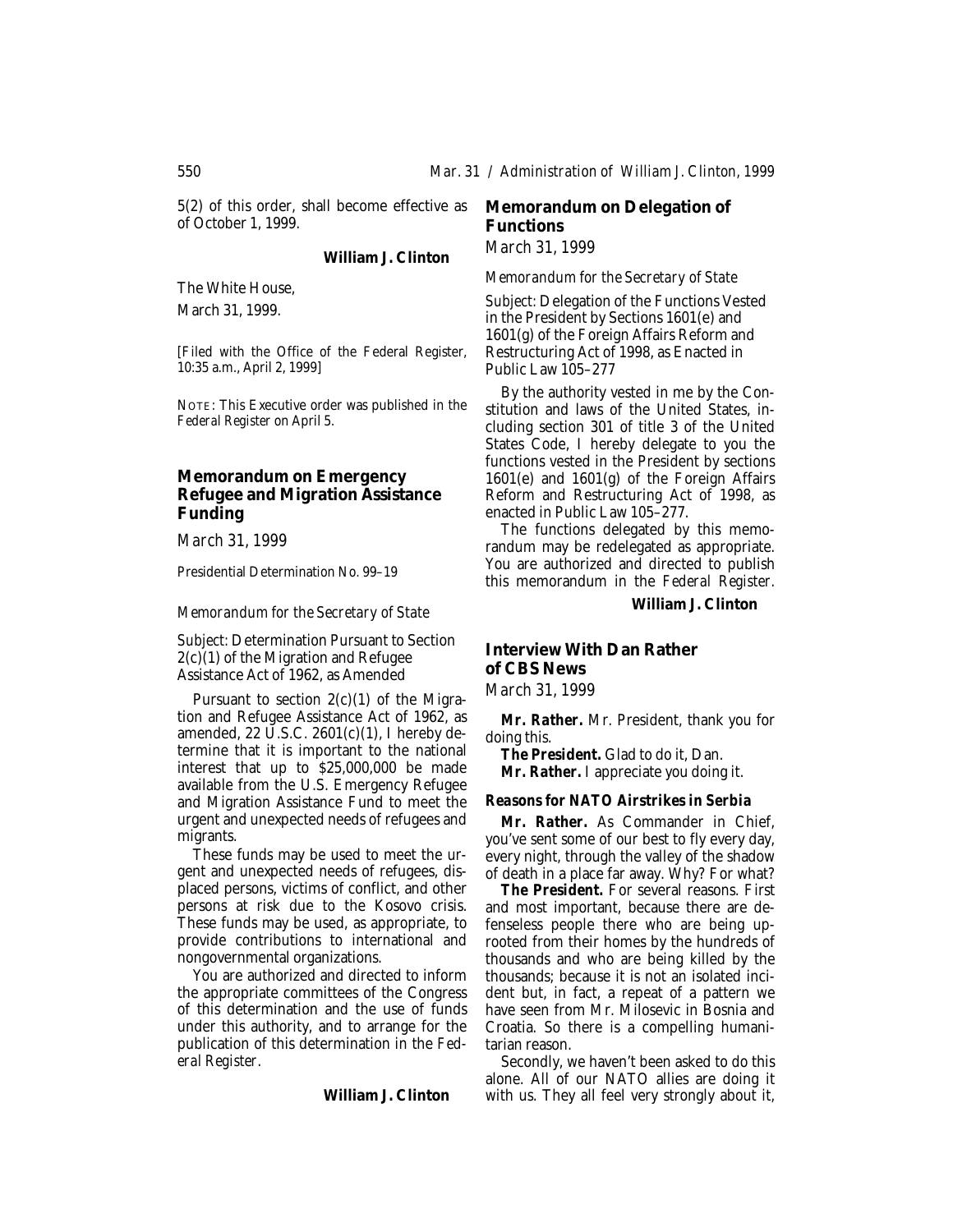5(2) of this order, shall become effective as of October 1, 1999.

**William J. Clinton**

The White House,
March 31, 1999.

[Filed with the Office of the Federal Register, 10:35 a.m., April 2, 1999]

NOTE: This Executive order was published in the *Federal Register* on April 5.

## Memorandum on Emergency Refugee and Migration Assistance Funding

*March 31, 1999*

Presidential Determination No. 99–19

*Memorandum for the Secretary of State*

*Subject:* Determination Pursuant to Section 2(c)(1) of the Migration and Refugee Assistance Act of 1962, as Amended

Pursuant to section 2(c)(1) of the Migration and Refugee Assistance Act of 1962, as amended, 22 U.S.C. 2601(c)(1), I hereby determine that it is important to the national interest that up to $25,000,000 be made available from the U.S. Emergency Refugee and Migration Assistance Fund to meet the urgent and unexpected needs of refugees and migrants.

These funds may be used to meet the urgent and unexpected needs of refugees, displaced persons, victims of conflict, and other persons at risk due to the Kosovo crisis. These funds may be used, as appropriate, to provide contributions to international and nongovernmental organizations.

You are authorized and directed to inform the appropriate committees of the Congress of this determination and the use of funds under this authority, and to arrange for the publication of this determination in the *Federal Register*.

**William J. Clinton**

## Memorandum on Delegation of Functions

*March 31, 1999*

*Memorandum for the Secretary of State*

*Subject:* Delegation of the Functions Vested in the President by Sections 1601(e) and 1601(g) of the Foreign Affairs Reform and Restructuring Act of 1998, as Enacted in Public Law 105–277

By the authority vested in me by the Constitution and laws of the United States, including section 301 of title 3 of the United States Code, I hereby delegate to you the functions vested in the President by sections 1601(e) and 1601(g) of the Foreign Affairs Reform and Restructuring Act of 1998, as enacted in Public Law 105–277.

The functions delegated by this memorandum may be redelegated as appropriate. You are authorized and directed to publish this memorandum in the *Federal Register*.

**William J. Clinton**

## Interview With Dan Rather of CBS News

*March 31, 1999*

**Mr. Rather.** Mr. President, thank you for doing this.

**The President.** Glad to do it, Dan.

**Mr. Rather.** I appreciate you doing it.

### *Reasons for NATO Airstrikes in Serbia*

**Mr. Rather.** As Commander in Chief, you've sent some of our best to fly every day, every night, through the valley of the shadow of death in a place far away. Why? For what?

**The President.** For several reasons. First and most important, because there are defenseless people there who are being uprooted from their homes by the hundreds of thousands and who are being killed by the thousands; because it is not an isolated incident but, in fact, a repeat of a pattern we have seen from Mr. Milosevic in Bosnia and Croatia. So there is a compelling humanitarian reason.

Secondly, we haven't been asked to do this alone. All of our NATO allies are doing it with us. They all feel very strongly about it,